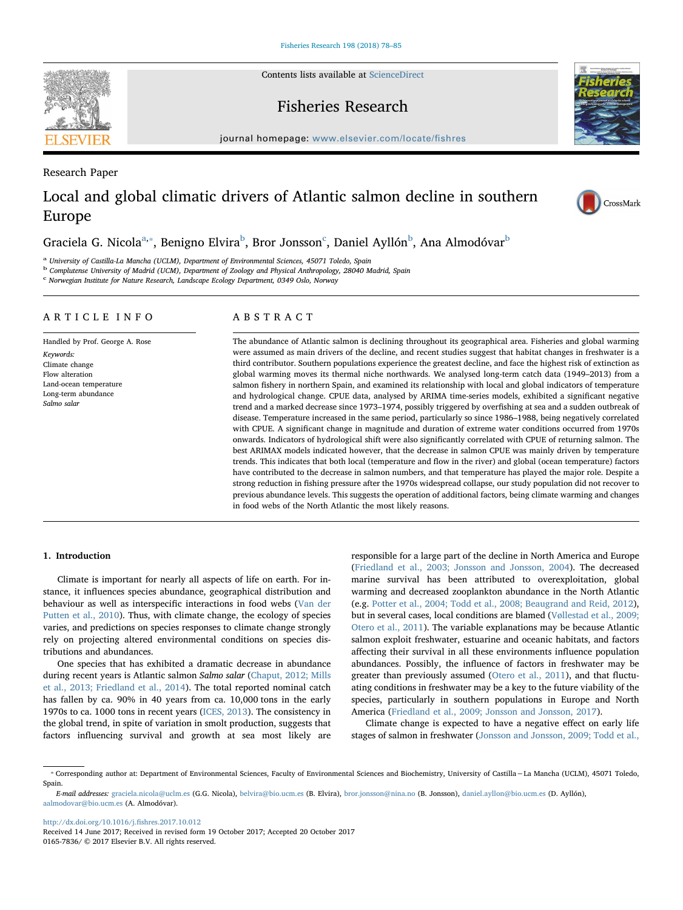Research Paper

# Local and global climatic drivers of Atlantic salmon decline in southern Europe

Graciela G. Nicola[a,*], Benigno Elvira[b], Bror Jonsson[c], Daniel Ayllón[b], Ana Almodóvar[b]

[a] University of Castilla-La Mancha (UCLM), Department of Environmental Sciences, 45071 Toledo, Spain

[b] Complutense University of Madrid (UCM), Department of Zoology and Physical Anthropology, 28040 Madrid, Spain

[c] Norwegian Institute for Nature Research, Landscape Ecology Department, 0349 Oslo, Norway

## ARTICLE INFO

Handled by Prof. George A. Rose

*Keywords:*
Climate change
Flow alteration
Land-ocean temperature
Long-term abundance
*Salmo salar*

## ABSTRACT

The abundance of Atlantic salmon is declining throughout its geographical area. Fisheries and global warming were assumed as main drivers of the decline, and recent studies suggest that habitat changes in freshwater is a third contributor. Southern populations experience the greatest decline, and face the highest risk of extinction as global warming moves its thermal niche northwards. We analysed long-term catch data (1949–2013) from a salmon fishery in northern Spain, and examined its relationship with local and global indicators of temperature and hydrological change. CPUE data, analysed by ARIMA time-series models, exhibited a significant negative trend and a marked decrease since 1973–1974, possibly triggered by overfishing at sea and a sudden outbreak of disease. Temperature increased in the same period, particularly so since 1986–1988, being negatively correlated with CPUE. A significant change in magnitude and duration of extreme water conditions occurred from 1970s onwards. Indicators of hydrological shift were also significantly correlated with CPUE of returning salmon. The best ARIMAX models indicated however, that the decrease in salmon CPUE was mainly driven by temperature trends. This indicates that both local (temperature and flow in the river) and global (ocean temperature) factors have contributed to the decrease in salmon numbers, and that temperature has played the major role. Despite a strong reduction in fishing pressure after the 1970s widespread collapse, our study population did not recover to previous abundance levels. This suggests the operation of additional factors, being climate warming and changes in food webs of the North Atlantic the most likely reasons.

## 1. Introduction

Climate is important for nearly all aspects of life on earth. For instance, it influences species abundance, geographical distribution and behaviour as well as interspecific interactions in food webs (Van der Putten et al., 2010). Thus, with climate change, the ecology of species varies, and predictions on species responses to climate change strongly rely on projecting altered environmental conditions on species distributions and abundances.

One species that has exhibited a dramatic decrease in abundance during recent years is Atlantic salmon *Salmo salar* (Chaput, 2012; Mills et al., 2013; Friedland et al., 2014). The total reported nominal catch has fallen by ca. 90% in 40 years from ca. 10,000 tons in the early 1970s to ca. 1000 tons in recent years (ICES, 2013). The consistency in the global trend, in spite of variation in smolt production, suggests that factors influencing survival and growth at sea most likely are responsible for a large part of the decline in North America and Europe (Friedland et al., 2003; Jonsson and Jonsson, 2004). The decreased marine survival has been attributed to overexploitation, global warming and decreased zooplankton abundance in the North Atlantic (e.g. Potter et al., 2004; Todd et al., 2008; Beaugrand and Reid, 2012), but in several cases, local conditions are blamed (Vøllestad et al., 2009; Otero et al., 2011). The variable explanations may be because Atlantic salmon exploit freshwater, estuarine and oceanic habitats, and factors affecting their survival in all these environments influence population abundances. Possibly, the influence of factors in freshwater may be greater than previously assumed (Otero et al., 2011), and that fluctuating conditions in freshwater may be a key to the future viability of the species, particularly in southern populations in Europe and North America (Friedland et al., 2009; Jonsson and Jonsson, 2017).

Climate change is expected to have a negative effect on early life stages of salmon in freshwater (Jonsson and Jonsson, 2009; Todd et al.,

* Corresponding author at: Department of Environmental Sciences, Faculty of Environmental Sciences and Biochemistry, University of Castilla – La Mancha (UCLM), 45071 Toledo, Spain.

*E-mail addresses:* graciela.nicola@uclm.es (G.G. Nicola), belvira@bio.ucm.es (B. Elvira), bror.jonsson@nina.no (B. Jonsson), daniel.ayllon@bio.ucm.es (D. Ayllón), aalmodovar@bio.ucm.es (A. Almodóvar).

http://dx.doi.org/10.1016/j.fishres.2017.10.012
Received 14 June 2017; Received in revised form 19 October 2017; Accepted 20 October 2017
0165-7836/ © 2017 Elsevier B.V. All rights reserved.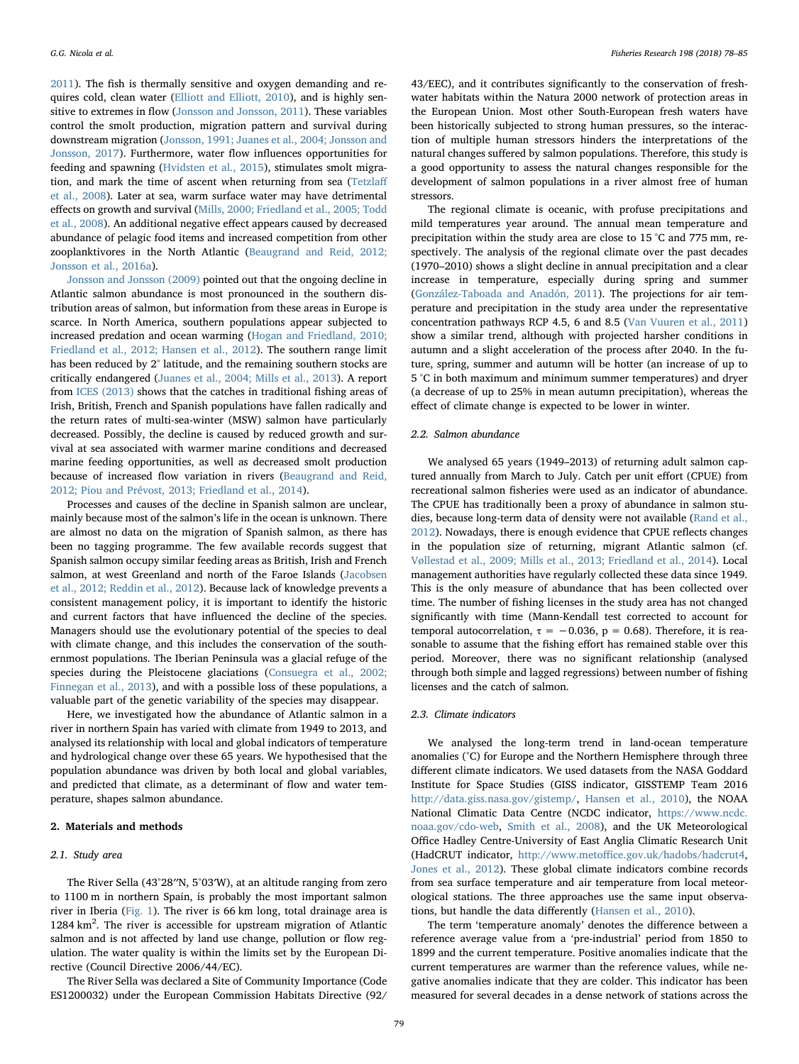2011). The fish is thermally sensitive and oxygen demanding and requires cold, clean water (Elliott and Elliott, 2010), and is highly sensitive to extremes in flow (Jonsson and Jonsson, 2011). These variables control the smolt production, migration pattern and survival during downstream migration (Jonsson, 1991; Juanes et al., 2004; Jonsson and Jonsson, 2017). Furthermore, water flow influences opportunities for feeding and spawning (Hvidsten et al., 2015), stimulates smolt migration, and mark the time of ascent when returning from sea (Tetzlaff et al., 2008). Later at sea, warm surface water may have detrimental effects on growth and survival (Mills, 2000; Friedland et al., 2005; Todd et al., 2008). An additional negative effect appears caused by decreased abundance of pelagic food items and increased competition from other zooplanktivores in the North Atlantic (Beaugrand and Reid, 2012; Jonsson et al., 2016a).

Jonsson and Jonsson (2009) pointed out that the ongoing decline in Atlantic salmon abundance is most pronounced in the southern distribution areas of salmon, but information from these areas in Europe is scarce. In North America, southern populations appear subjected to increased predation and ocean warming (Hogan and Friedland, 2010; Friedland et al., 2012; Hansen et al., 2012). The southern range limit has been reduced by 2° latitude, and the remaining southern stocks are critically endangered (Juanes et al., 2004; Mills et al., 2013). A report from ICES (2013) shows that the catches in traditional fishing areas of Irish, British, French and Spanish populations have fallen radically and the return rates of multi-sea-winter (MSW) salmon have particularly decreased. Possibly, the decline is caused by reduced growth and survival at sea associated with warmer marine conditions and decreased marine feeding opportunities, as well as decreased smolt production because of increased flow variation in rivers (Beaugrand and Reid, 2012; Piou and Prévost, 2013; Friedland et al., 2014).

Processes and causes of the decline in Spanish salmon are unclear, mainly because most of the salmon's life in the ocean is unknown. There are almost no data on the migration of Spanish salmon, as there has been no tagging programme. The few available records suggest that Spanish salmon occupy similar feeding areas as British, Irish and French salmon, at west Greenland and north of the Faroe Islands (Jacobsen et al., 2012; Reddin et al., 2012). Because lack of knowledge prevents a consistent management policy, it is important to identify the historic and current factors that have influenced the decline of the species. Managers should use the evolutionary potential of the species to deal with climate change, and this includes the conservation of the southernmost populations. The Iberian Peninsula was a glacial refuge of the species during the Pleistocene glaciations (Consuegra et al., 2002; Finnegan et al., 2013), and with a possible loss of these populations, a valuable part of the genetic variability of the species may disappear.

Here, we investigated how the abundance of Atlantic salmon in a river in northern Spain has varied with climate from 1949 to 2013, and analysed its relationship with local and global indicators of temperature and hydrological change over these 65 years. We hypothesised that the population abundance was driven by both local and global variables, and predicted that climate, as a determinant of flow and water temperature, shapes salmon abundance.

## 2. Materials and methods

### 2.1. Study area

The River Sella (43°28″N, 5°03′W), at an altitude ranging from zero to 1100 m in northern Spain, is probably the most important salmon river in Iberia (Fig. 1). The river is 66 km long, total drainage area is 1284 km$^2$. The river is accessible for upstream migration of Atlantic salmon and is not affected by land use change, pollution or flow regulation. The water quality is within the limits set by the European Directive (Council Directive 2006/44/EC).

The River Sella was declared a Site of Community Importance (Code ES1200032) under the European Commission Habitats Directive (92/43/EEC), and it contributes significantly to the conservation of freshwater habitats within the Natura 2000 network of protection areas in the European Union. Most other South-European fresh waters have been historically subjected to strong human pressures, so the interaction of multiple human stressors hinders the interpretations of the natural changes suffered by salmon populations. Therefore, this study is a good opportunity to assess the natural changes responsible for the development of salmon populations in a river almost free of human stressors.

The regional climate is oceanic, with profuse precipitations and mild temperatures year around. The annual mean temperature and precipitation within the study area are close to 15 °C and 775 mm, respectively. The analysis of the regional climate over the past decades (1970–2010) shows a slight decline in annual precipitation and a clear increase in temperature, especially during spring and summer (González-Taboada and Anadón, 2011). The projections for air temperature and precipitation in the study area under the representative concentration pathways RCP 4.5, 6 and 8.5 (Van Vuuren et al., 2011) show a similar trend, although with projected harsher conditions in autumn and a slight acceleration of the process after 2040. In the future, spring, summer and autumn will be hotter (an increase of up to 5 °C in both maximum and minimum summer temperatures) and dryer (a decrease of up to 25% in mean autumn precipitation), whereas the effect of climate change is expected to be lower in winter.

### 2.2. Salmon abundance

We analysed 65 years (1949–2013) of returning adult salmon captured annually from March to July. Catch per unit effort (CPUE) from recreational salmon fisheries were used as an indicator of abundance. The CPUE has traditionally been a proxy of abundance in salmon studies, because long-term data of density were not available (Rand et al., 2012). Nowadays, there is enough evidence that CPUE reflects changes in the population size of returning, migrant Atlantic salmon (cf. Vøllestad et al., 2009; Mills et al., 2013; Friedland et al., 2014). Local management authorities have regularly collected these data since 1949. This is the only measure of abundance that has been collected over time. The number of fishing licenses in the study area has not changed significantly with time (Mann-Kendall test corrected to account for temporal autocorrelation, $\tau = -0.036$, $p = 0.68$). Therefore, it is reasonable to assume that the fishing effort has remained stable over this period. Moreover, there was no significant relationship (analysed through both simple and lagged regressions) between number of fishing licenses and the catch of salmon.

### 2.3. Climate indicators

We analysed the long-term trend in land-ocean temperature anomalies (°C) for Europe and the Northern Hemisphere through three different climate indicators. We used datasets from the NASA Goddard Institute for Space Studies (GISS indicator, GISSTEMP Team 2016 http://data.giss.nasa.gov/gistemp/, Hansen et al., 2010), the NOAA National Climatic Data Centre (NCDC indicator, https://www.ncdc.noaa.gov/cdo-web, Smith et al., 2008), and the UK Meteorological Office Hadley Centre-University of East Anglia Climatic Research Unit (HadCRUT indicator, http://www.metoffice.gov.uk/hadobs/hadcrut4, Jones et al., 2012). These global climate indicators combine records from sea surface temperature and air temperature from local meteorological stations. The three approaches use the same input observations, but handle the data differently (Hansen et al., 2010).

The term 'temperature anomaly' denotes the difference between a reference average value from a 'pre-industrial' period from 1850 to 1899 and the current temperature. Positive anomalies indicate that the current temperatures are warmer than the reference values, while negative anomalies indicate that they are colder. This indicator has been measured for several decades in a dense network of stations across the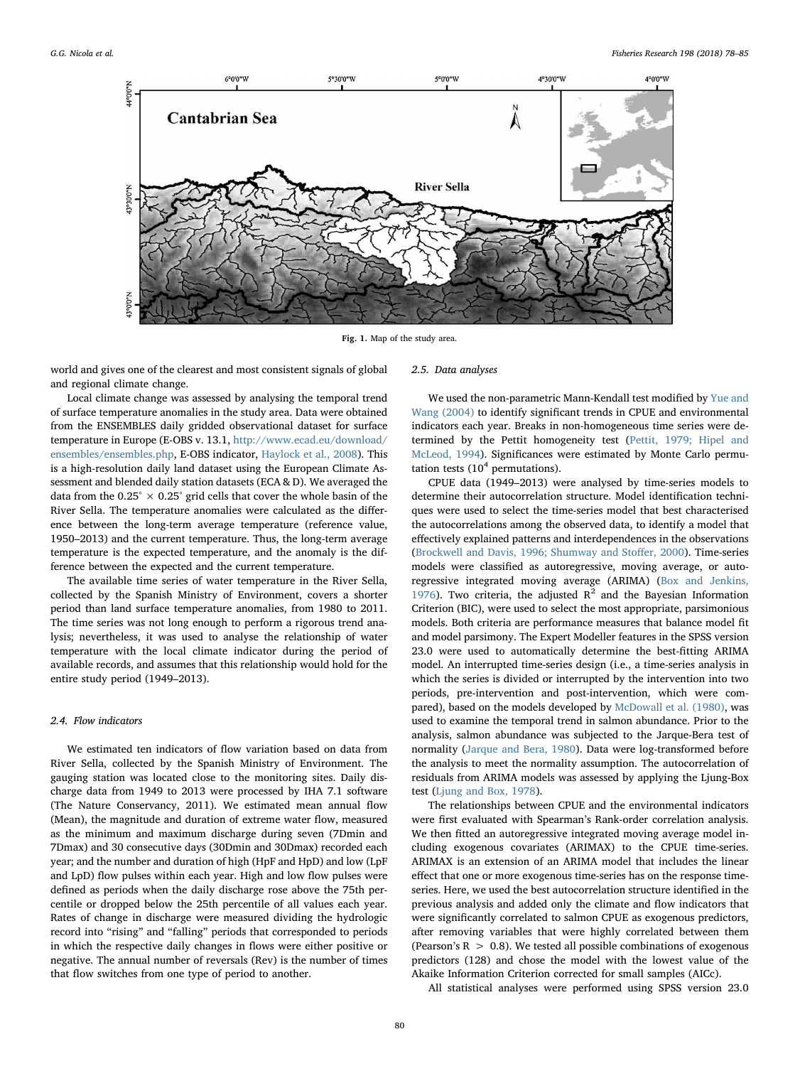Fig. 1. Map of the study area.

world and gives one of the clearest and most consistent signals of global and regional climate change.

Local climate change was assessed by analysing the temporal trend of surface temperature anomalies in the study area. Data were obtained from the ENSEMBLES daily gridded observational dataset for surface temperature in Europe (E-OBS v. 13.1, http://www.ecad.eu/download/ensembles/ensembles.php, E-OBS indicator, Haylock et al., 2008). This is a high-resolution daily land dataset using the European Climate Assessment and blended daily station datasets (ECA & D). We averaged the data from the 0.25° × 0.25° grid cells that cover the whole basin of the River Sella. The temperature anomalies were calculated as the difference between the long-term average temperature (reference value, 1950–2013) and the current temperature. Thus, the long-term average temperature is the expected temperature, and the anomaly is the difference between the expected and the current temperature.

The available time series of water temperature in the River Sella, collected by the Spanish Ministry of Environment, covers a shorter period than land surface temperature anomalies, from 1980 to 2011. The time series was not long enough to perform a rigorous trend analysis; nevertheless, it was used to analyse the relationship of water temperature with the local climate indicator during the period of available records, and assumes that this relationship would hold for the entire study period (1949–2013).

### 2.4. Flow indicators

We estimated ten indicators of flow variation based on data from River Sella, collected by the Spanish Ministry of Environment. The gauging station was located close to the monitoring sites. Daily discharge data from 1949 to 2013 were processed by IHA 7.1 software (The Nature Conservancy, 2011). We estimated mean annual flow (Mean), the magnitude and duration of extreme water flow, measured as the minimum and maximum discharge during seven (7Dmin and 7Dmax) and 30 consecutive days (30Dmin and 30Dmax) recorded each year; and the number and duration of high (HpF and HpD) and low (LpF and LpD) flow pulses within each year. High and low flow pulses were defined as periods when the daily discharge rose above the 75th percentile or dropped below the 25th percentile of all values each year. Rates of change in discharge were measured dividing the hydrologic record into "rising" and "falling" periods that corresponded to periods in which the respective daily changes in flows were either positive or negative. The annual number of reversals (Rev) is the number of times that flow switches from one type of period to another.

### 2.5. Data analyses

We used the non-parametric Mann-Kendall test modified by Yue and Wang (2004) to identify significant trends in CPUE and environmental indicators each year. Breaks in non-homogeneous time series were determined by the Pettit homogeneity test (Pettit, 1979; Hipel and McLeod, 1994). Significances were estimated by Monte Carlo permutation tests ($10^4$ permutations).

CPUE data (1949–2013) were analysed by time-series models to determine their autocorrelation structure. Model identification techniques were used to select the time-series model that best characterised the autocorrelations among the observed data, to identify a model that effectively explained patterns and interdependences in the observations (Brockwell and Davis, 1996; Shumway and Stoffer, 2000). Time-series models were classified as autoregressive, moving average, or autoregressive integrated moving average (ARIMA) (Box and Jenkins, 1976). Two criteria, the adjusted $R^2$ and the Bayesian Information Criterion (BIC), were used to select the most appropriate, parsimonious models. Both criteria are performance measures that balance model fit and model parsimony. The Expert Modeller features in the SPSS version 23.0 were used to automatically determine the best-fitting ARIMA model. An interrupted time-series design (i.e., a time-series analysis in which the series is divided or interrupted by the intervention into two periods, pre-intervention and post-intervention, which were compared), based on the models developed by McDowall et al. (1980), was used to examine the temporal trend in salmon abundance. Prior to the analysis, salmon abundance was subjected to the Jarque-Bera test of normality (Jarque and Bera, 1980). Data were log-transformed before the analysis to meet the normality assumption. The autocorrelation of residuals from ARIMA models was assessed by applying the Ljung-Box test (Ljung and Box, 1978).

The relationships between CPUE and the environmental indicators were first evaluated with Spearman's Rank-order correlation analysis. We then fitted an autoregressive integrated moving average model including exogenous covariates (ARIMAX) to the CPUE time-series. ARIMAX is an extension of an ARIMA model that includes the linear effect that one or more exogenous time-series has on the response time-series. Here, we used the best autocorrelation structure identified in the previous analysis and added only the climate and flow indicators that were significantly correlated to salmon CPUE as exogenous predictors, after removing variables that were highly correlated between them (Pearson's $R > 0.8$). We tested all possible combinations of exogenous predictors (128) and chose the model with the lowest value of the Akaike Information Criterion corrected for small samples (AICc).

All statistical analyses were performed using SPSS version 23.0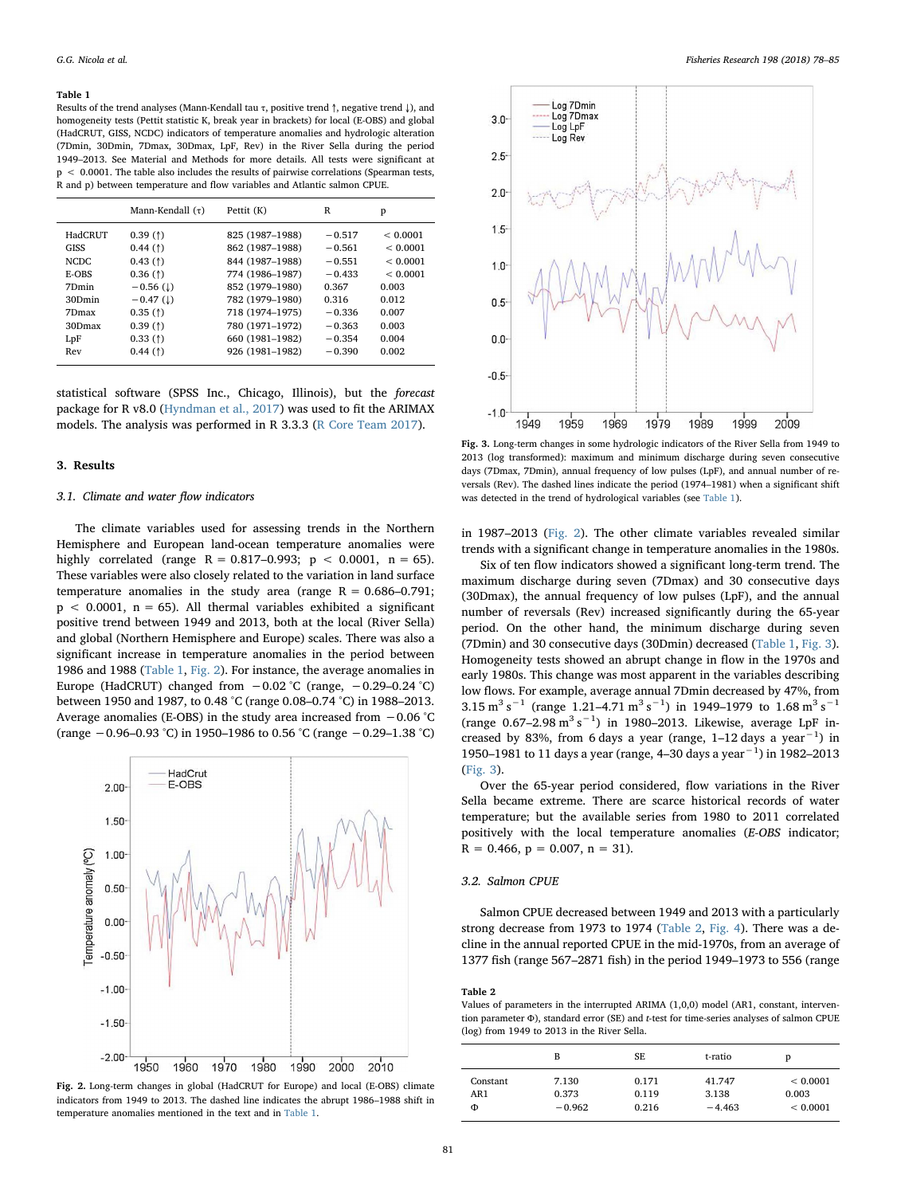**Table 1**
Results of the trend analyses (Mann-Kendall tau τ, positive trend ↑, negative trend ↓), and homogeneity tests (Pettit statistic K, break year in brackets) for local (E-OBS) and global (HadCRUT, GISS, NCDC) indicators of temperature anomalies and hydrologic alteration (7Dmin, 30Dmin, 7Dmax, 30Dmax, LpF, Rev) in the River Sella during the period 1949–2013. See Material and Methods for more details. All tests were significant at p < 0.0001. The table also includes the results of pairwise correlations (Spearman tests, R and p) between temperature and flow variables and Atlantic salmon CPUE.

| | Mann-Kendall (τ) | Pettit (K) | R | p |
|---|---|---|---|---|
| HadCRUT | 0.39 (↑) | 825 (1987–1988) | −0.517 | < 0.0001 |
| GISS | 0.44 (↑) | 862 (1987–1988) | −0.561 | < 0.0001 |
| NCDC | 0.43 (↑) | 844 (1987–1988) | −0.551 | < 0.0001 |
| E-OBS | 0.36 (↑) | 774 (1986–1987) | −0.433 | < 0.0001 |
| 7Dmin | −0.56 (↓) | 852 (1979–1980) | 0.367 | 0.003 |
| 30Dmin | −0.47 (↓) | 782 (1979–1980) | 0.316 | 0.012 |
| 7Dmax | 0.35 (↑) | 718 (1974–1975) | −0.336 | 0.007 |
| 30Dmax | 0.39 (↑) | 780 (1971–1972) | −0.363 | 0.003 |
| LpF | 0.33 (↑) | 660 (1981–1982) | −0.354 | 0.004 |
| Rev | 0.44 (↑) | 926 (1981–1982) | −0.390 | 0.002 |

statistical software (SPSS Inc., Chicago, Illinois), but the *forecast* package for R v8.0 (Hyndman et al., 2017) was used to fit the ARIMAX models. The analysis was performed in R 3.3.3 (R Core Team 2017).

## 3. Results

### 3.1. Climate and water flow indicators

The climate variables used for assessing trends in the Northern Hemisphere and European land-ocean temperature anomalies were highly correlated (range R = 0.817–0.993; p < 0.0001, n = 65). These variables were also closely related to the variation in land surface temperature anomalies in the study area (range R = 0.686–0.791; p < 0.0001, n = 65). All thermal variables exhibited a significant positive trend between 1949 and 2013, both at the local (River Sella) and global (Northern Hemisphere and Europe) scales. There was also a significant increase in temperature anomalies in the period between 1986 and 1988 (Table 1, Fig. 2). For instance, the average anomalies in Europe (HadCRUT) changed from −0.02 °C (range, −0.29–0.24 °C) between 1950 and 1987, to 0.48 °C (range 0.08–0.74 °C) in 1988–2013. Average anomalies (E-OBS) in the study area increased from −0.06 °C (range −0.96–0.93 °C) in 1950–1986 to 0.56 °C (range −0.29–1.38 °C) in 1987–2013 (Fig. 2). The other climate variables revealed similar trends with a significant change in temperature anomalies in the 1980s.

Fig. 2. Long-term changes in global (HadCRUT for Europe) and local (E-OBS) climate indicators from 1949 to 2013. The dashed line indicates the abrupt 1986–1988 shift in temperature anomalies mentioned in the text and in Table 1.

Fig. 3. Long-term changes in some hydrologic indicators of the River Sella from 1949 to 2013 (log transformed): maximum and minimum discharge during seven consecutive days (7Dmax, 7Dmin), annual frequency of low pulses (LpF), and annual number of reversals (Rev). The dashed lines indicate the period (1974–1981) when a significant shift was detected in the trend of hydrological variables (see Table 1).

Six of ten flow indicators showed a significant long-term trend. The maximum discharge during seven (7Dmax) and 30 consecutive days (30Dmax), the annual frequency of low pulses (LpF), and the annual number of reversals (Rev) increased significantly during the 65-year period. On the other hand, the minimum discharge during seven (7Dmin) and 30 consecutive days (30Dmin) decreased (Table 1, Fig. 3). Homogeneity tests showed an abrupt change in flow in the 1970s and early 1980s. This change was most apparent in the variables describing low flows. For example, average annual 7Dmin decreased by 47%, from 3.15 $m^3 s^{-1}$ (range 1.21–4.71 $m^3 s^{-1}$) in 1949–1979 to 1.68 $m^3 s^{-1}$ (range 0.67–2.98 $m^3 s^{-1}$) in 1980–2013. Likewise, average LpF increased by 83%, from 6 days a year (range, 1–12 days a $year^{-1}$) in 1950–1981 to 11 days a year (range, 4–30 days a $year^{-1}$) in 1982–2013 (Fig. 3).

Over the 65-year period considered, flow variations in the River Sella became extreme. There are scarce historical records of water temperature; but the available series from 1980 to 2011 correlated positively with the local temperature anomalies (*E-OBS* indicator; R = 0.466, p = 0.007, n = 31).

### 3.2. Salmon CPUE

Salmon CPUE decreased between 1949 and 2013 with a particularly strong decrease from 1973 to 1974 (Table 2, Fig. 4). There was a decline in the annual reported CPUE in the mid-1970s, from an average of 1377 fish (range 567–2871 fish) in the period 1949–1973 to 556 (range

**Table 2**
Values of parameters in the interrupted ARIMA (1,0,0) model (AR1, constant, intervention parameter Φ), standard error (SE) and *t*-test for time-series analyses of salmon CPUE (log) from 1949 to 2013 in the River Sella.

| | B | SE | t-ratio | p |
|---|---|---|---|---|
| Constant | 7.130 | 0.171 | 41.747 | < 0.0001 |
| AR1 | 0.373 | 0.119 | 3.138 | 0.003 |
| Φ | −0.962 | 0.216 | −4.463 | < 0.0001 |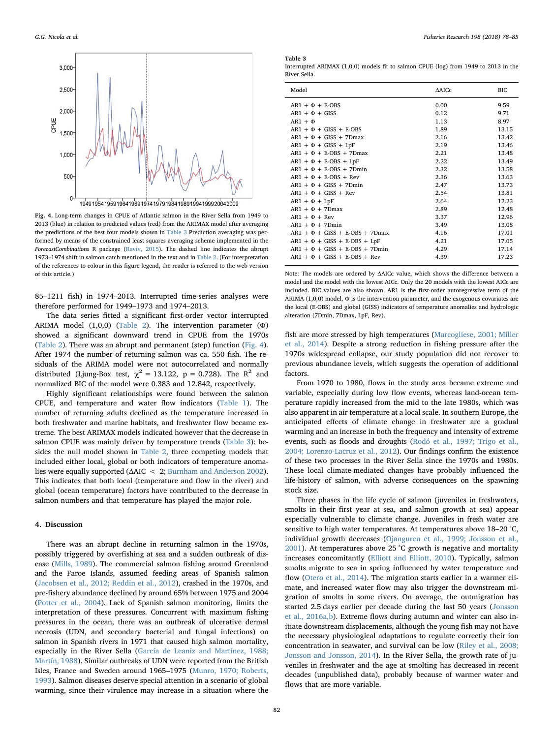Fig. 4. Long-term changes in CPUE of Atlantic salmon in the River Sella from 1949 to 2013 (blue) in relation to predicted values (red) from the ARIMAX model after averaging the predictions of the best four models shown in Table 3 Prediction averaging was performed by means of the constrained least squares averaging scheme implemented in the *ForecastCombinations* R package (Raviv, 2015). The dashed line indicates the abrupt 1973–1974 shift in salmon catch mentioned in the text and in Table 2. (For interpretation of the references to colour in this figure legend, the reader is referred to the web version of this article.)

85–1211 fish) in 1974–2013. Interrupted time-series analyses were therefore performed for 1949–1973 and 1974–2013.

The data series fitted a significant first-order vector interrupted ARIMA model (1,0,0) (Table 2). The intervention parameter (Φ) showed a significant downward trend in CPUE from the 1970s (Table 2). There was an abrupt and permanent (step) function (Fig. 4). After 1974 the number of returning salmon was ca. 550 fish. The residuals of the ARIMA model were not autocorrelated and normally distributed (Ljung-Box test, $\chi^2 = 13.122$, $p = 0.728$). The $R^2$ and normalized BIC of the model were 0.383 and 12.842, respectively.

Highly significant relationships were found between the salmon CPUE, and temperature and water flow indicators (Table 1). The number of returning adults declined as the temperature increased in both freshwater and marine habitats, and freshwater flow became extreme. The best ARIMAX models indicated however that the decrease in salmon CPUE was mainly driven by temperature trends (Table 3): besides the null model shown in Table 2, three competing models that included either local, global or both indicators of temperature anomalies were equally supported ($\Delta AIC < 2$; Burnham and Anderson 2002). This indicates that both local (temperature and flow in the river) and global (ocean temperature) factors have contributed to the decrease in salmon numbers and that temperature has played the major role.

## 4. Discussion

There was an abrupt decline in returning salmon in the 1970s, possibly triggered by overfishing at sea and a sudden outbreak of disease (Mills, 1989). The commercial salmon fishing around Greenland and the Faroe Islands, assumed feeding areas of Spanish salmon (Jacobsen et al., 2012; Reddin et al., 2012), crashed in the 1970s, and pre-fishery abundance declined by around 65% between 1975 and 2004 (Potter et al., 2004). Lack of Spanish salmon monitoring, limits the interpretation of these pressures. Concurrent with maximum fishing pressures in the ocean, there was an outbreak of ulcerative dermal necrosis (UDN, and secondary bacterial and fungal infections) on salmon in Spanish rivers in 1971 that caused high salmon mortality, especially in the River Sella (García de Leaniz and Martínez, 1988; Martín, 1988). Similar outbreaks of UDN were reported from the British Isles, France and Sweden around 1965–1975 (Munro, 1970; Roberts, 1993). Salmon diseases deserve special attention in a scenario of global warming, since their virulence may increase in a situation where the fish are more stressed by high temperatures (Marcogliese, 2001; Miller et al., 2014). Despite a strong reduction in fishing pressure after the 1970s widespread collapse, our study population did not recover to previous abundance levels, which suggests the operation of additional factors.

From 1970 to 1980, flows in the study area became extreme and variable, especially during low flow events, whereas land-ocean temperature rapidly increased from the mid to the late 1980s, which was also apparent in air temperature at a local scale. In southern Europe, the anticipated effects of climate change in freshwater are a gradual warming and an increase in both the frequency and intensity of extreme events, such as floods and droughts (Rodó et al., 1997; Trigo et al., 2004; Lorenzo-Lacruz et al., 2012). Our findings confirm the existence of these two processes in the River Sella since the 1970s and 1980s. These local climate-mediated changes have probably influenced the life-history of salmon, with adverse consequences on the spawning stock size.

Three phases in the life cycle of salmon (juveniles in freshwaters, smolts in their first year at sea, and salmon growth at sea) appear especially vulnerable to climate change. Juveniles in fresh water are sensitive to high water temperatures. At temperatures above 18–20 °C, individual growth decreases (Ojanguren et al., 1999; Jonsson et al., 2001). At temperatures above 25 °C growth is negative and mortality increases concomitantly (Elliott and Elliott, 2010). Typically, salmon smolts migrate to sea in spring influenced by water temperature and flow (Otero et al., 2014). The migration starts earlier in a warmer climate, and increased water flow may also trigger the downstream migration of smolts in some rivers. On average, the outmigration has started 2.5 days earlier per decade during the last 50 years (Jonsson et al., 2016a,b). Extreme flows during autumn and winter can also initiate downstream displacements, although the young fish may not have the necessary physiological adaptations to regulate correctly their ion concentration in seawater, and survival can be low (Riley et al., 2008; Jonsson and Jonsson, 2014). In the River Sella, the growth rate of juveniles in freshwater and the age at smolting has decreased in recent decades (unpublished data), probably because of warmer water and flows that are more variable.

**Table 3**
Interrupted ARIMAX (1,0,0) models fit to salmon CPUE (log) from 1949 to 2013 in the River Sella.

| Model | ΔAICc | BIC |
|---|---|---|
| AR1 + Φ + E-OBS | 0.00 | 9.59 |
| AR1 + Φ + GISS | 0.12 | 9.71 |
| AR1 + Φ | 1.13 | 8.97 |
| AR1 + Φ + GISS + E-OBS | 1.89 | 13.15 |
| AR1 + Φ + GISS + 7Dmax | 2.16 | 13.42 |
| AR1 + Φ + GISS + LpF | 2.19 | 13.46 |
| AR1 + Φ + E-OBS + 7Dmax | 2.21 | 13.48 |
| AR1 + Φ + E-OBS + LpF | 2.22 | 13.49 |
| AR1 + Φ + E-OBS + 7Dmin | 2.32 | 13.58 |
| AR1 + Φ + E-OBS + Rev | 2.36 | 13.63 |
| AR1 + Φ + GISS + 7Dmin | 2.47 | 13.73 |
| AR1 + Φ + GISS + Rev | 2.54 | 13.81 |
| AR1 + Φ + LpF | 2.64 | 12.23 |
| AR1 + Φ + 7Dmax | 2.89 | 12.48 |
| AR1 + Φ + Rev | 3.37 | 12.96 |
| AR1 + Φ + 7Dmin | 3.49 | 13.08 |
| AR1 + Φ + GISS + E-OBS + 7Dmax | 4.16 | 17.01 |
| AR1 + Φ + GISS + E-OBS + LpF | 4.21 | 17.05 |
| AR1 + Φ + GISS + E-OBS + 7Dmin | 4.29 | 17.14 |
| AR1 + Φ + GISS + E-OBS + Rev | 4.39 | 17.23 |

Note: The models are ordered by ΔAICc value, which shows the difference between a model and the model with the lowest AICc. Only the 20 models with the lowest AICc are included. BIC values are also shown. AR1 is the first-order autoregressive term of the ARIMA (1,0,0) model, Φ is the intervention parameter, and the exogenous covariates are the local (E-OBS) and global (GISS) indicators of temperature anomalies and hydrologic alteration (7Dmin, 7Dmax, LpF, Rev).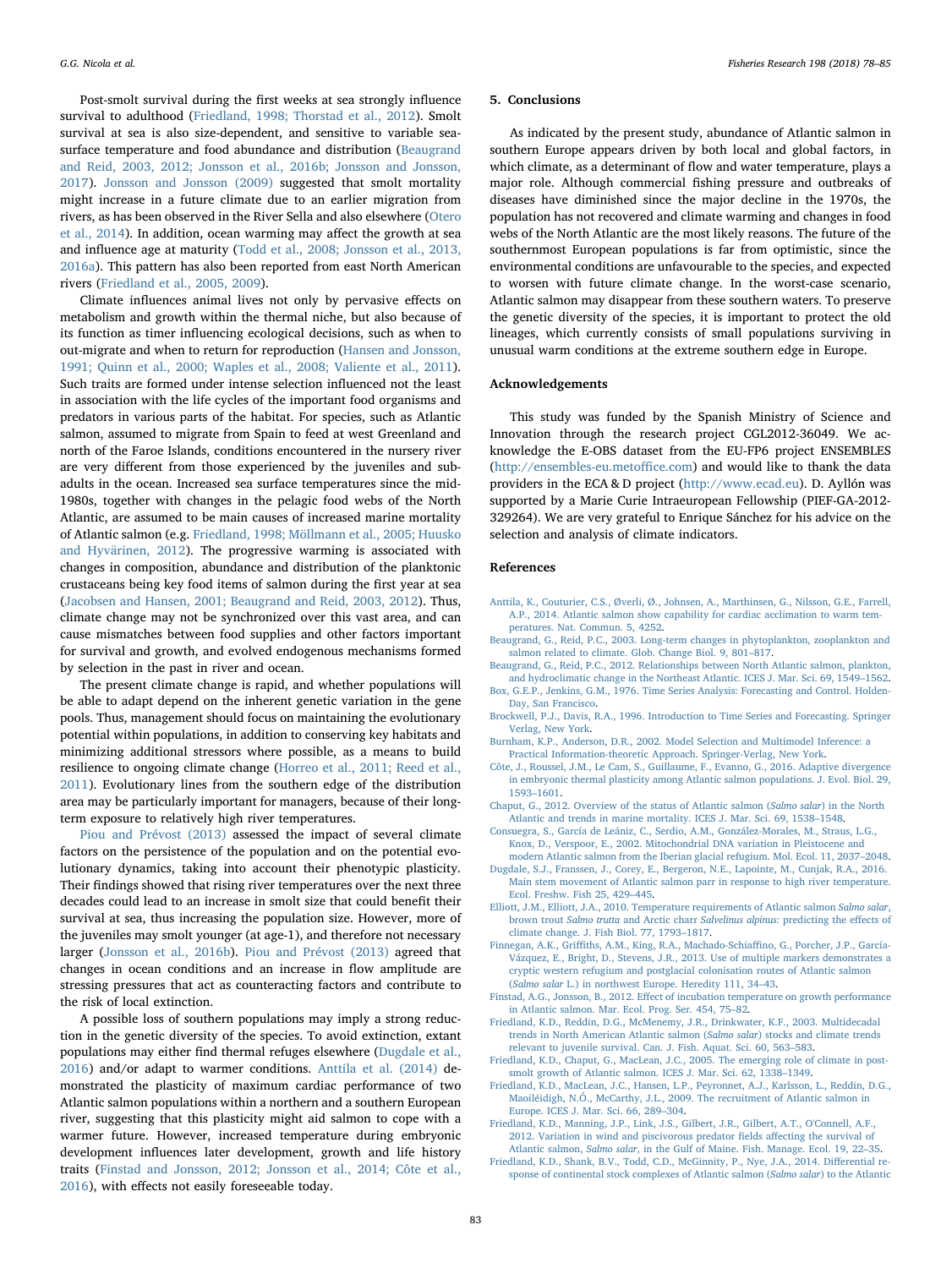Post-smolt survival during the first weeks at sea strongly influence survival to adulthood (Friedland, 1998; Thorstad et al., 2012). Smolt survival at sea is also size-dependent, and sensitive to variable sea-surface temperature and food abundance and distribution (Beaugrand and Reid, 2003, 2012; Jonsson et al., 2016b; Jonsson and Jonsson, 2017). Jonsson and Jonsson (2009) suggested that smolt mortality might increase in a future climate due to an earlier migration from rivers, as has been observed in the River Sella and also elsewhere (Otero et al., 2014). In addition, ocean warming may affect the growth at sea and influence age at maturity (Todd et al., 2008; Jonsson et al., 2013, 2016a). This pattern has also been reported from east North American rivers (Friedland et al., 2005, 2009).

Climate influences animal lives not only by pervasive effects on metabolism and growth within the thermal niche, but also because of its function as timer influencing ecological decisions, such as when to out-migrate and when to return for reproduction (Hansen and Jonsson, 1991; Quinn et al., 2000; Waples et al., 2008; Valiente et al., 2011). Such traits are formed under intense selection influenced not the least in association with the life cycles of the important food organisms and predators in various parts of the habitat. For species, such as Atlantic salmon, assumed to migrate from Spain to feed at west Greenland and north of the Faroe Islands, conditions encountered in the nursery river are very different from those experienced by the juveniles and sub-adults in the ocean. Increased sea surface temperatures since the mid-1980s, together with changes in the pelagic food webs of the North Atlantic, are assumed to be main causes of increased marine mortality of Atlantic salmon (e.g. Friedland, 1998; Möllmann et al., 2005; Huusko and Hyvärinen, 2012). The progressive warming is associated with changes in composition, abundance and distribution of the planktonic crustaceans being key food items of salmon during the first year at sea (Jacobsen and Hansen, 2001; Beaugrand and Reid, 2003, 2012). Thus, climate change may not be synchronized over this vast area, and can cause mismatches between food supplies and other factors important for survival and growth, and evolved endogenous mechanisms formed by selection in the past in river and ocean.

The present climate change is rapid, and whether populations will be able to adapt depend on the inherent genetic variation in the gene pools. Thus, management should focus on maintaining the evolutionary potential within populations, in addition to conserving key habitats and minimizing additional stressors where possible, as a means to build resilience to ongoing climate change (Horreo et al., 2011; Reed et al., 2011). Evolutionary lines from the southern edge of the distribution area may be particularly important for managers, because of their long-term exposure to relatively high river temperatures.

Piou and Prévost (2013) assessed the impact of several climate factors on the persistence of the population and on the potential evolutionary dynamics, taking into account their phenotypic plasticity. Their findings showed that rising river temperatures over the next three decades could lead to an increase in smolt size that could benefit their survival at sea, thus increasing the population size. However, more of the juveniles may smolt younger (at age-1), and therefore not necessary larger (Jonsson et al., 2016b). Piou and Prévost (2013) agreed that changes in ocean conditions and an increase in flow amplitude are stressing pressures that act as counteracting factors and contribute to the risk of local extinction.

A possible loss of southern populations may imply a strong reduction in the genetic diversity of the species. To avoid extinction, extant populations may either find thermal refuges elsewhere (Dugdale et al., 2016) and/or adapt to warmer conditions. Anttila et al. (2014) demonstrated the plasticity of maximum cardiac performance of two Atlantic salmon populations within a northern and a southern European river, suggesting that this plasticity might aid salmon to cope with a warmer future. However, increased temperature during embryonic development influences later development, growth and life history traits (Finstad and Jonsson, 2012; Jonsson et al., 2014; Côte et al., 2016), with effects not easily foreseeable today.

## 5. Conclusions

As indicated by the present study, abundance of Atlantic salmon in southern Europe appears driven by both local and global factors, in which climate, as a determinant of flow and water temperature, plays a major role. Although commercial fishing pressure and outbreaks of diseases have diminished since the major decline in the 1970s, the population has not recovered and climate warming and changes in food webs of the North Atlantic are the most likely reasons. The future of the southernmost European populations is far from optimistic, since the environmental conditions are unfavourable to the species, and expected to worsen with future climate change. In the worst-case scenario, Atlantic salmon may disappear from these southern waters. To preserve the genetic diversity of the species, it is important to protect the old lineages, which currently consists of small populations surviving in unusual warm conditions at the extreme southern edge in Europe.

## Acknowledgements

This study was funded by the Spanish Ministry of Science and Innovation through the research project CGL2012-36049. We acknowledge the E-OBS dataset from the EU-FP6 project ENSEMBLES (http://ensembles-eu.metoffice.com) and would like to thank the data providers in the ECA & D project (http://www.ecad.eu). D. Ayllón was supported by a Marie Curie Intraeuropean Fellowship (PIEF-GA-2012-329264). We are very grateful to Enrique Sánchez for his advice on the selection and analysis of climate indicators.

## References

Anttila, K., Couturier, C.S., Øverli, Ø., Johnsen, A., Marthinsen, G., Nilsson, G.E., Farrell, A.P., 2014. Atlantic salmon show capability for cardiac acclimation to warm temperatures. Nat. Commun. 5, 4252.

Beaugrand, G., Reid, P.C., 2003. Long-term changes in phytoplankton, zooplankton and salmon related to climate. Glob. Change Biol. 9, 801–817.

Beaugrand, G., Reid, P.C., 2012. Relationships between North Atlantic salmon, plankton, and hydroclimatic change in the Northeast Atlantic. ICES J. Mar. Sci. 69, 1549–1562.

Box, G.E.P., Jenkins, G.M., 1976. Time Series Analysis: Forecasting and Control. Holden-Day, San Francisco.

Brockwell, P.J., Davis, R.A., 1996. Introduction to Time Series and Forecasting. Springer Verlag, New York.

Burnham, K.P., Anderson, D.R., 2002. Model Selection and Multimodel Inference: a Practical Information-theoretic Approach. Springer-Verlag, New York.

Côte, J., Roussel, J.M., Le Cam, S., Guillaume, F., Evanno, G., 2016. Adaptive divergence in embryonic thermal plasticity among Atlantic salmon populations. J. Evol. Biol. 29, 1593–1601.

Chaput, G., 2012. Overview of the status of Atlantic salmon (*Salmo salar*) in the North Atlantic and trends in marine mortality. ICES J. Mar. Sci. 69, 1538–1548.

Consuegra, S., García de Leániz, C., Serdio, A.M., González-Morales, M., Straus, L.G., Knox, D., Verspoor, E., 2002. Mitochondrial DNA variation in Pleistocene and modern Atlantic salmon from the Iberian glacial refugium. Mol. Ecol. 11, 2037–2048.

Dugdale, S.J., Franssen, J., Corey, E., Bergeron, N.E., Lapointe, M., Cunjak, R.A., 2016. Main stem movement of Atlantic salmon parr in response to high river temperature. Ecol. Freshw. Fish 25, 429–445.

Elliott, J.M., Elliott, J.A., 2010. Temperature requirements of Atlantic salmon *Salmo salar*, brown trout *Salmo trutta* and Arctic charr *Salvelinus alpinus*: predicting the effects of climate change. J. Fish Biol. 77, 1793–1817.

Finnegan, A.K., Griffiths, A.M., King, R.A., Machado-Schiaffino, G., Porcher, J.P., García-Vázquez, E., Bright, D., Stevens, J.R., 2013. Use of multiple markers demonstrates a cryptic western refugium and postglacial colonisation routes of Atlantic salmon (*Salmo salar* L.) in northwest Europe. Heredity 111, 34–43.

Finstad, A.G., Jonsson, B., 2012. Effect of incubation temperature on growth performance in Atlantic salmon. Mar. Ecol. Prog. Ser. 454, 75–82.

Friedland, K.D., Reddin, D.G., McMenemy, J.R., Drinkwater, K.F., 2003. Multidecadal trends in North American Atlantic salmon (*Salmo salar*) stocks and climate trends relevant to juvenile survival. Can. J. Fish. Aquat. Sci. 60, 563–583.

Friedland, K.D., Chaput, G., MacLean, J.C., 2005. The emerging role of climate in post-smolt growth of Atlantic salmon. ICES J. Mar. Sci. 62, 1338–1349.

Friedland, K.D., MacLean, J.C., Hansen, L.P., Peyronnet, A.J., Karlsson, L., Reddin, D.G., Maoiléidigh, N.Ó., McCarthy, J.L., 2009. The recruitment of Atlantic salmon in Europe. ICES J. Mar. Sci. 66, 289–304.

Friedland, K.D., Manning, J.P., Link, J.S., Gilbert, J.R., Gilbert, A.T., O'Connell, A.F., 2012. Variation in wind and piscivorous predator fields affecting the survival of Atlantic salmon, *Salmo salar*, in the Gulf of Maine. Fish. Manage. Ecol. 19, 22–35.

Friedland, K.D., Shank, B.V., Todd, C.D., McGinnity, P., Nye, J.A., 2014. Differential response of continental stock complexes of Atlantic salmon (*Salmo salar*) to the Atlantic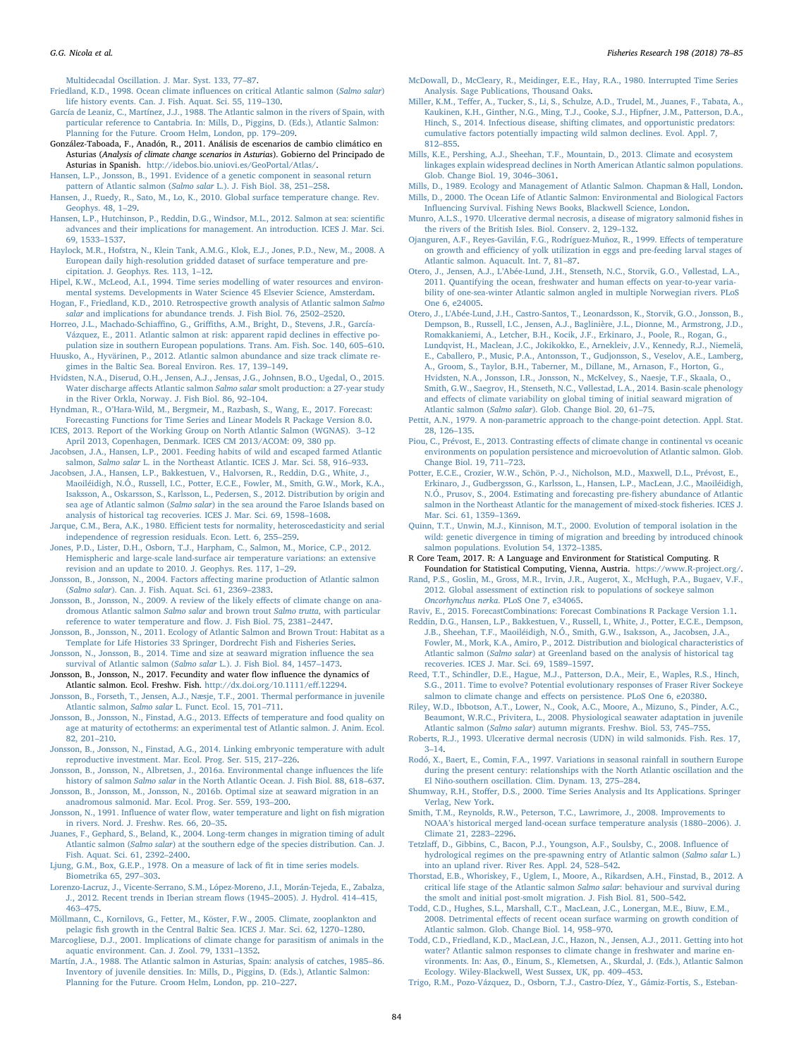Multidecadal Oscillation. J. Mar. Syst. 133, 77–87.

Friedland, K.D., 1998. Ocean climate influences on critical Atlantic salmon (*Salmo salar*) life history events. Can. J. Fish. Aquat. Sci. 55, 119–130.

García de Leaniz, C., Martínez, J.J., 1988. The Atlantic salmon in the rivers of Spain, with particular reference to Cantabria. In: Mills, D., Piggins, D. (Eds.), Atlantic Salmon: Planning for the Future. Croom Helm, London, pp. 179–209.

González-Taboada, F., Anadón, R., 2011. Análisis de escenarios de cambio climático en Asturias (*Analysis of climate change scenarios in Asturias*). Gobierno del Principado de Asturias in Spanish. http://idebos.bio.uniovi.es/GeoPortal/Atlas/.

Hansen, L.P., Jonsson, B., 1991. Evidence of a genetic component in seasonal return pattern of Atlantic salmon (*Salmo salar* L.). J. Fish Biol. 38, 251–258.

Hansen, J., Ruedy, R., Sato, M., Lo, K., 2010. Global surface temperature change. Rev. Geophys. 48, 1–29.

Hansen, L.P., Hutchinson, P., Reddin, D.G., Windsor, M.L., 2012. Salmon at sea: scientific advances and their implications for management. An introduction. ICES J. Mar. Sci. 69, 1533–1537.

Haylock, M.R., Hofstra, N., Klein Tank, A.M.G., Klok, E.J., Jones, P.D., New, M., 2008. A European daily high-resolution gridded dataset of surface temperature and precipitation. J. Geophys. Res. 113, 1–12.

Hipel, K.W., McLeod, A.I., 1994. Time series modelling of water resources and environmental systems. Developments in Water Science 45 Elsevier Science, Amsterdam.

Hogan, F., Friedland, K.D., 2010. Retrospective growth analysis of Atlantic salmon *Salmo salar* and implications for abundance trends. J. Fish Biol. 76, 2502–2520.

Horreo, J.L., Machado-Schiaffino, G., Griffiths, A.M., Bright, D., Stevens, J.R., García-Vázquez, E., 2011. Atlantic salmon at risk: apparent rapid declines in effective population size in southern European populations. Trans. Am. Fish. Soc. 140, 605–610.

Huusko, A., Hyvärinen, P., 2012. Atlantic salmon abundance and size track climate regimes in the Baltic Sea. Boreal Environ. Res. 17, 139–149.

Hvidsten, N.A., Diserud, O.H., Jensen, A.J., Jensås, J.G., Johnsen, B.O., Ugedal, O., 2015. Water discharge affects Atlantic salmon *Salmo salar* smolt production: a 27-year study in the River Orkla, Norway. J. Fish Biol. 86, 92–104.

Hyndman, R., O'Hara-Wild, M., Bergmeir, M., Razbash, S., Wang, E., 2017. Forecast: Forecasting Functions for Time Series and Linear Models R Package Version 8.0.

ICES, 2013. Report of the Working Group on North Atlantic Salmon (WGNAS). 3–12 April 2013, Copenhagen, Denmark. ICES CM 2013/ACOM: 09, 380 pp.

Jacobsen, J.A., Hansen, L.P., 2001. Feeding habits of wild and escaped farmed Atlantic salmon, *Salmo salar* L. in the Northeast Atlantic. ICES J. Mar. Sci. 58, 916–933.

Jacobsen, J.A., Hansen, L.P., Bakkestuen, V., Halvorsen, R., Reddin, D.G., White, J., Maoiléidigh, N.Ó., Russell, I.C., Potter, E.C.E., Fowler, M., Smith, G.W., Mork, K.A., Isaksson, A., Oskarsson, S., Karlsson, L., Pedersen, S., 2012. Distribution by origin and sea age of Atlantic salmon (*Salmo salar*) in the sea around the Faroe Islands based on analysis of historical tag recoveries. ICES J. Mar. Sci. 69, 1598–1608.

Jarque, C.M., Bera, A.K., 1980. Efficient tests for normality, heteroscedasticity and serial independence of regression residuals. Econ. Lett. 6, 255–259.

Jones, P.D., Lister, D.H., Osborn, T.J., Harpham, C., Salmon, M., Morice, C.P., 2012. Hemispheric and large-scale land-surface air temperature variations: an extensive revision and an update to 2010. J. Geophys. Res. 117, 1–29.

Jonsson, B., Jonsson, N., 2004. Factors affecting marine production of Atlantic salmon (*Salmo salar*). Can. J. Fish. Aquat. Sci. 61, 2369–2383.

Jonsson, B., Jonsson, N., 2009. A review of the likely effects of climate change on anadromous Atlantic salmon *Salmo salar* and brown trout *Salmo trutta*, with particular reference to water temperature and flow. J. Fish Biol. 75, 2381–2447.

Jonsson, B., Jonsson, N., 2011. Ecology of Atlantic Salmon and Brown Trout: Habitat as a Template for Life Histories 33 Springer, Dordrecht Fish and Fisheries Series.

Jonsson, N., Jonsson, B., 2014. Time and size at seaward migration influence the sea survival of Atlantic salmon (*Salmo salar* L.). J. Fish Biol. 84, 1457–1473.

Jonsson, B., Jonsson, N., 2017. Fecundity and water flow influence the dynamics of Atlantic salmon. Ecol. Freshw. Fish. http://dx.doi.org/10.1111/eff.12294.

Jonsson, B., Forseth, T., Jensen, A.J., Næsje, T.F., 2001. Thermal performance in juvenile Atlantic salmon, *Salmo salar* L. Funct. Ecol. 15, 701–711.

Jonsson, B., Jonsson, N., Finstad, A.G., 2013. Effects of temperature and food quality on age at maturity of ectotherms: an experimental test of Atlantic salmon. J. Anim. Ecol. 82, 201–210.

Jonsson, B., Jonsson, N., Finstad, A.G., 2014. Linking embryonic temperature with adult reproductive investment. Mar. Ecol. Prog. Ser. 515, 217–226.

Jonsson, B., Jonsson, N., Albretsen, J., 2016a. Environmental change influences the life history of salmon *Salmo salar* in the North Atlantic Ocean. J. Fish Biol. 88, 618–637.

Jonsson, B., Jonsson, M., Jonsson, N., 2016b. Optimal size at seaward migration in an anadromous salmonid. Mar. Ecol. Prog. Ser. 559, 193–200.

Jonsson, N., 1991. Influence of water flow, water temperature and light on fish migration in rivers. Nord. J. Freshw. Res. 66, 20–35.

Juanes, F., Gephard, S., Beland, K., 2004. Long-term changes in migration timing of adult Atlantic salmon (*Salmo salar*) at the southern edge of the species distribution. Can. J. Fish. Aquat. Sci. 61, 2392–2400.

Ljung, G.M., Box, G.E.P., 1978. On a measure of lack of fit in time series models. Biometrika 65, 297–303.

Lorenzo-Lacruz, J., Vicente-Serrano, S.M., López-Moreno, J.I., Morán-Tejeda, E., Zabalza, J., 2012. Recent trends in Iberian stream flows (1945–2005). J. Hydrol. 414–415, 463–475.

Möllmann, C., Kornilovs, G., Fetter, M., Köster, F.W., 2005. Climate, zooplankton and pelagic fish growth in the Central Baltic Sea. ICES J. Mar. Sci. 62, 1270–1280.

Marcogliese, D.J., 2001. Implications of climate change for parasitism of animals in the aquatic environment. Can. J. Zool. 79, 1331–1352.

Martín, J.A., 1988. The Atlantic salmon in Asturias, Spain: analysis of catches, 1985–86. Inventory of juvenile densities. In: Mills, D., Piggins, D. (Eds.), Atlantic Salmon: Planning for the Future. Croom Helm, London, pp. 210–227.

McDowall, D., McCleary, R., Meidinger, E.E., Hay, R.A., 1980. Interrupted Time Series Analysis. Sage Publications, Thousand Oaks.

Miller, K.M., Teffer, A., Tucker, S., Li, S., Schulze, A.D., Trudel, M., Juanes, F., Tabata, A., Kaukinen, K.H., Ginther, N.G., Ming, T.J., Cooke, S.J., Hipfner, J.M., Patterson, D.A., Hinch, S., 2014. Infectious disease, shifting climates, and opportunistic predators: cumulative factors potentially impacting wild salmon declines. Evol. Appl. 7, 812–855.

Mills, K.E., Pershing, A.J., Sheehan, T.F., Mountain, D., 2013. Climate and ecosystem linkages explain widespread declines in North American Atlantic salmon populations. Glob. Change Biol. 19, 3046–3061.

Mills, D., 1989. Ecology and Management of Atlantic Salmon. Chapman & Hall, London.

Mills, D., 2000. The Ocean Life of Atlantic Salmon: Environmental and Biological Factors Influencing Survival. Fishing News Books, Blackwell Science, London.

Munro, A.L.S., 1970. Ulcerative dermal necrosis, a disease of migratory salmonid fishes in the rivers of the British Isles. Biol. Conserv. 2, 129–132.

Ojanguren, A.F., Reyes-Gavilán, F.G., Rodríguez-Muñoz, R., 1999. Effects of temperature on growth and efficiency of yolk utilization in eggs and pre-feeding larval stages of Atlantic salmon. Aquacult. Int. 7, 81–87.

Otero, J., Jensen, A.J., L'Abée-Lund, J.H., Stenseth, N.C., Storvik, G.O., Vøllestad, L.A., 2011. Quantifying the ocean, freshwater and human effects on year-to-year variability of one-sea-winter Atlantic salmon angled in multiple Norwegian rivers. PLoS One 6, e24005.

Otero, J., L'Abée-Lund, J.H., Castro-Santos, T., Leonardsson, K., Storvik, G.O., Jonsson, B., Dempson, B., Russell, I.C., Jensen, A.J., Baglinière, J.L., Dionne, M., Armstrong, J.D., Romakkaniemi, A., Letcher, B.H., Kocik, J.F., Erkinaro, J., Poole, R., Rogan, G., Lundqvist, H., Maclean, J.C., Jokikokko, E., Arnekleiv, J.V., Kennedy, R.J., Niemelä, E., Caballero, P., Music, P.A., Antonsson, T., Gudjonsson, S., Veselov, A.E., Lamberg, A., Groom, S., Taylor, B.H., Taberner, M., Dillane, M., Arnason, F., Horton, G., Hvidsten, N.A., Jonsson, I.R., Jonsson, N., McKelvey, S., Naesje, T.F., Skaala, O., Smith, G.W., Saegrov, H., Stenseth, N.C., Vøllestad, L.A., 2014. Basin-scale phenology and effects of climate variability on global timing of initial seaward migration of Atlantic salmon (*Salmo salar*). Glob. Change Biol. 20, 61–75.

Pettit, A.N., 1979. A non-parametric approach to the change-point detection. Appl. Stat. 28, 126–135.

Piou, C., Prévost, E., 2013. Contrasting effects of climate change in continental vs oceanic environments on population persistence and microevolution of Atlantic salmon. Glob. Change Biol. 19, 711–723.

Potter, E.C.E., Crozier, W.W., Schön, P.-J., Nicholson, M.D., Maxwell, D.L., Prévost, E., Erkinaro, J., Gudbergsson, G., Karlsson, L., Hansen, L.P., MacLean, J.C., Maoiléidigh, N.Ó., Prusov, S., 2004. Estimating and forecasting pre-fishery abundance of Atlantic salmon in the Northeast Atlantic for the management of mixed-stock fisheries. ICES J. Mar. Sci. 61, 1359–1369.

Quinn, T.T., Unwin, M.J., Kinnison, M.T., 2000. Evolution of temporal isolation in the wild: genetic divergence in timing of migration and breeding by introduced chinook salmon populations. Evolution 54, 1372–1385.

R Core Team, 2017. R: A Language and Environment for Statistical Computing. R Foundation for Statistical Computing, Vienna, Austria. https://www.R-project.org/.

Rand, P.S., Goslin, M., Gross, M.R., Irvin, J.R., Augerot, X., McHugh, P.A., Bugaev, V.F., 2012. Global assessment of extinction risk to populations of sockeye salmon *Oncorhynchus nerka*. PLoS One 7, e34065.

Raviv, E., 2015. ForecastCombinations: Forecast Combinations R Package Version 1.1.

Reddin, D.G., Hansen, L.P., Bakkestuen, V., Russell, I., White, J., Potter, E.C.E., Dempson, J.B., Sheehan, T.F., Maoiléidigh, N.Ó., Smith, G.W., Isaksson, A., Jacobsen, J.A., Fowler, M., Mork, K.A., Amiro, P., 2012. Distribution and biological characteristics of Atlantic salmon (*Salmo salar*) at Greenland based on the analysis of historical tag recoveries. ICES J. Mar. Sci. 69, 1589–1597.

Reed, T.T., Schindler, D.E., Hague, M.J., Patterson, D.A., Meir, E., Waples, R.S., Hinch, S.G., 2011. Time to evolve? Potential evolutionary responses of Fraser River Sockeye salmon to climate change and effects on persistence. PLoS One 6, e20380.

Riley, W.D., Ibbotson, A.T., Lower, N., Cook, A.C., Moore, A., Mizuno, S., Pinder, A.C., Beaumont, W.R.C., Privitera, L., 2008. Physiological seawater adaptation in juvenile Atlantic salmon (*Salmo salar*) autumn migrants. Freshw. Biol. 53, 745–755.

Roberts, R.J., 1993. Ulcerative dermal necrosis (UDN) in wild salmonids. Fish. Res. 17, 3–14.

Rodó, X., Baert, E., Comin, F.A., 1997. Variations in seasonal rainfall in southern Europe during the present century: relationships with the North Atlantic oscillation and the El Niño-southern oscillation. Clim. Dynam. 13, 275–284.

Shumway, R.H., Stoffer, D.S., 2000. Time Series Analysis and Its Applications. Springer Verlag, New York.

Smith, T.M., Reynolds, R.W., Peterson, T.C., Lawrimore, J., 2008. Improvements to NOAA's historical merged land-ocean surface temperature analysis (1880–2006). J. Climate 21, 2283–2296.

Tetzlaff, D., Gibbins, C., Bacon, P.J., Youngson, A.F., Soulsby, C., 2008. Influence of hydrological regimes on the pre-spawning entry of Atlantic salmon (*Salmo salar* L.) into an upland river. River Res. Appl. 24, 528–542.

Thorstad, E.B., Whoriskey, F., Uglem, I., Moore, A., Rikardsen, A.H., Finstad, B., 2012. A critical life stage of the Atlantic salmon *Salmo salar*: behaviour and survival during the smolt and initial post-smolt migration. J. Fish Biol. 81, 500–542.

Todd, C.D., Hughes, S.L., Marshall, C.T., MacLean, J.C., Lonergan, M.E., Biuw, E.M., 2008. Detrimental effects of recent ocean surface warming on growth condition of Atlantic salmon. Glob. Change Biol. 14, 958–970.

Todd, C.D., Friedland, K.D., MacLean, J.C., Hazon, N., Jensen, A.J., 2011. Getting into hot water? Atlantic salmon responses to climate change in freshwater and marine environments. In: Aas, Ø., Einum, S., Klemetsen, A., Skurdal, J. (Eds.), Atlantic Salmon Ecology. Wiley-Blackwell, West Sussex, UK, pp. 409–453.

Trigo, R.M., Pozo-Vázquez, D., Osborn, T.J., Castro-Díez, Y., Gámiz-Fortis, S., Esteban-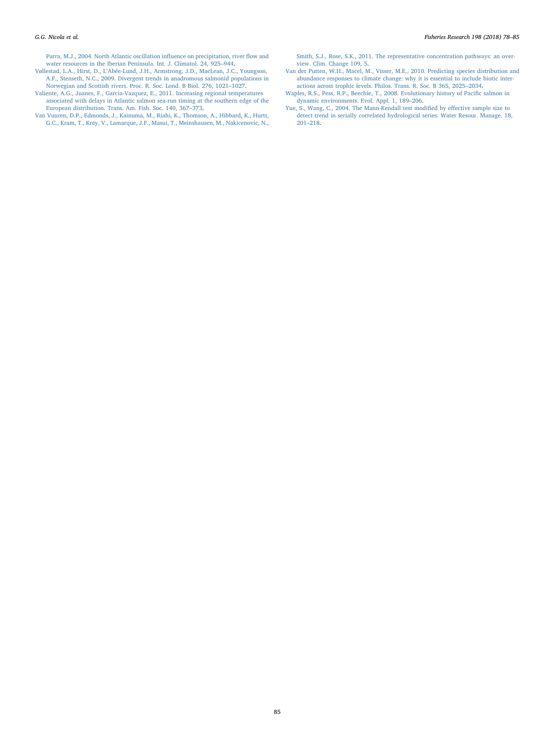Parra, M.J., 2004. North Atlantic oscillation influence on precipitation, river flow and water resources in the Iberian Peninsula. Int. J. Climatol. 24, 925–944.

Vøllestad, L.A., Hirst, D., L'Abée-Lund, J.H., Armstrong, J.D., MacLean, J.C., Youngson, A.F., Stenseth, N.C., 2009. Divergent trends in anadromous salmonid populations in Norwegian and Scottish rivers. Proc. R. Soc. Lond. B Biol. 276, 1021–1027.

Valiente, A.G., Juanes, F., Garcia-Vazquez, E., 2011. Increasing regional temperatures associated with delays in Atlantic salmon sea-run timing at the southern edge of the European distribution. Trans. Am. Fish. Soc. 140, 367–373.

Van Vuuren, D.P., Edmonds, J., Kainuma, M., Riahi, K., Thomson, A., Hibbard, K., Hurtt, G.C., Kram, T., Krey, V., Lamarque, J.F., Masui, T., Meinshausen, M., Nakicenovic, N., Smith, S.J., Rose, S.K., 2011. The representative concentration pathways: an overview. Clim. Change 109, 5.

Van der Putten, W.H., Macel, M., Visser, M.E., 2010. Predicting species distribution and abundance responses to climate change: why it is essential to include biotic interactions across trophic levels. Philos. Trans. R. Soc. B 365, 2025–2034.

Waples, R.S., Pess, R.P., Beechie, T., 2008. Evolutionary history of Pacific salmon in dynamic environments. Evol. Appl. 1, 189–206.

Yue, S., Wang, C., 2004. The Mann-Kendall test modified by effective sample size to detect trend in serially correlated hydrological series. Water Resour. Manage. 18, 201–218.